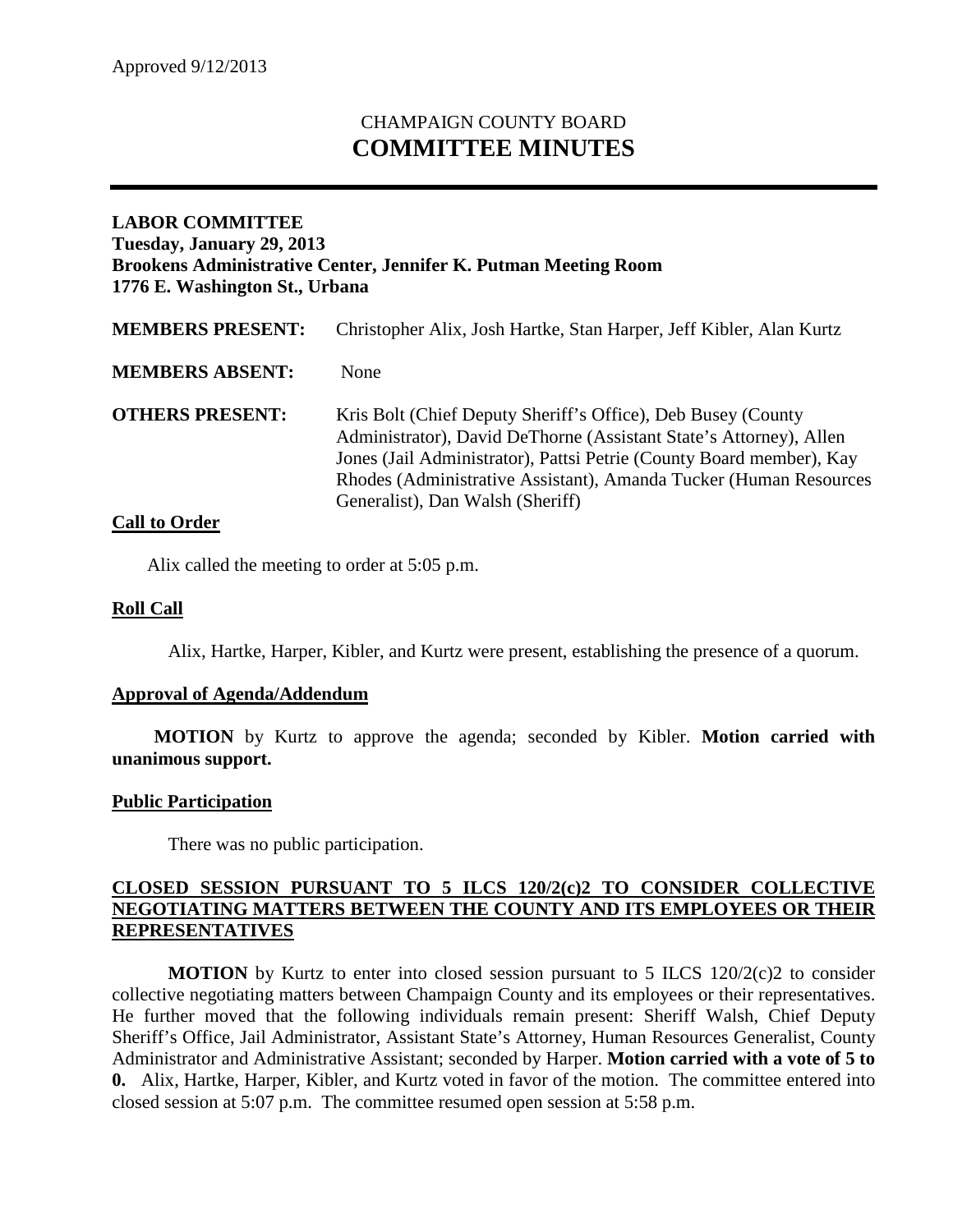Approved 9/12/2013

# CHAMPAIGN COUNTY BOARD
# COMMITTEE MINUTES

**LABOR COMMITTEE**
**Tuesday, January 29, 2013**
**Brookens Administrative Center, Jennifer K. Putman Meeting Room**
**1776 E. Washington St., Urbana**

| | |
|---|---|
| **MEMBERS PRESENT:** | Christopher Alix, Josh Hartke, Stan Harper, Jeff Kibler, Alan Kurtz |
| **MEMBERS ABSENT:** | None |
| **OTHERS PRESENT:** | Kris Bolt (Chief Deputy Sheriff's Office), Deb Busey (County Administrator), David DeThorne (Assistant State's Attorney), Allen Jones (Jail Administrator), Pattsi Petrie (County Board member), Kay Rhodes (Administrative Assistant), Amanda Tucker (Human Resources Generalist), Dan Walsh (Sheriff) |

## Call to Order

Alix called the meeting to order at 5:05 p.m.

## Roll Call

Alix, Hartke, Harper, Kibler, and Kurtz were present, establishing the presence of a quorum.

## Approval of Agenda/Addendum

**MOTION** by Kurtz to approve the agenda; seconded by Kibler. **Motion carried with unanimous support.**

## Public Participation

There was no public participation.

## CLOSED SESSION PURSUANT TO 5 ILCS 120/2(c)2 TO CONSIDER COLLECTIVE NEGOTIATING MATTERS BETWEEN THE COUNTY AND ITS EMPLOYEES OR THEIR REPRESENTATIVES

**MOTION** by Kurtz to enter into closed session pursuant to 5 ILCS 120/2(c)2 to consider collective negotiating matters between Champaign County and its employees or their representatives. He further moved that the following individuals remain present: Sheriff Walsh, Chief Deputy Sheriff's Office, Jail Administrator, Assistant State's Attorney, Human Resources Generalist, County Administrator and Administrative Assistant; seconded by Harper. **Motion carried with a vote of 5 to 0.** Alix, Hartke, Harper, Kibler, and Kurtz voted in favor of the motion. The committee entered into closed session at 5:07 p.m. The committee resumed open session at 5:58 p.m.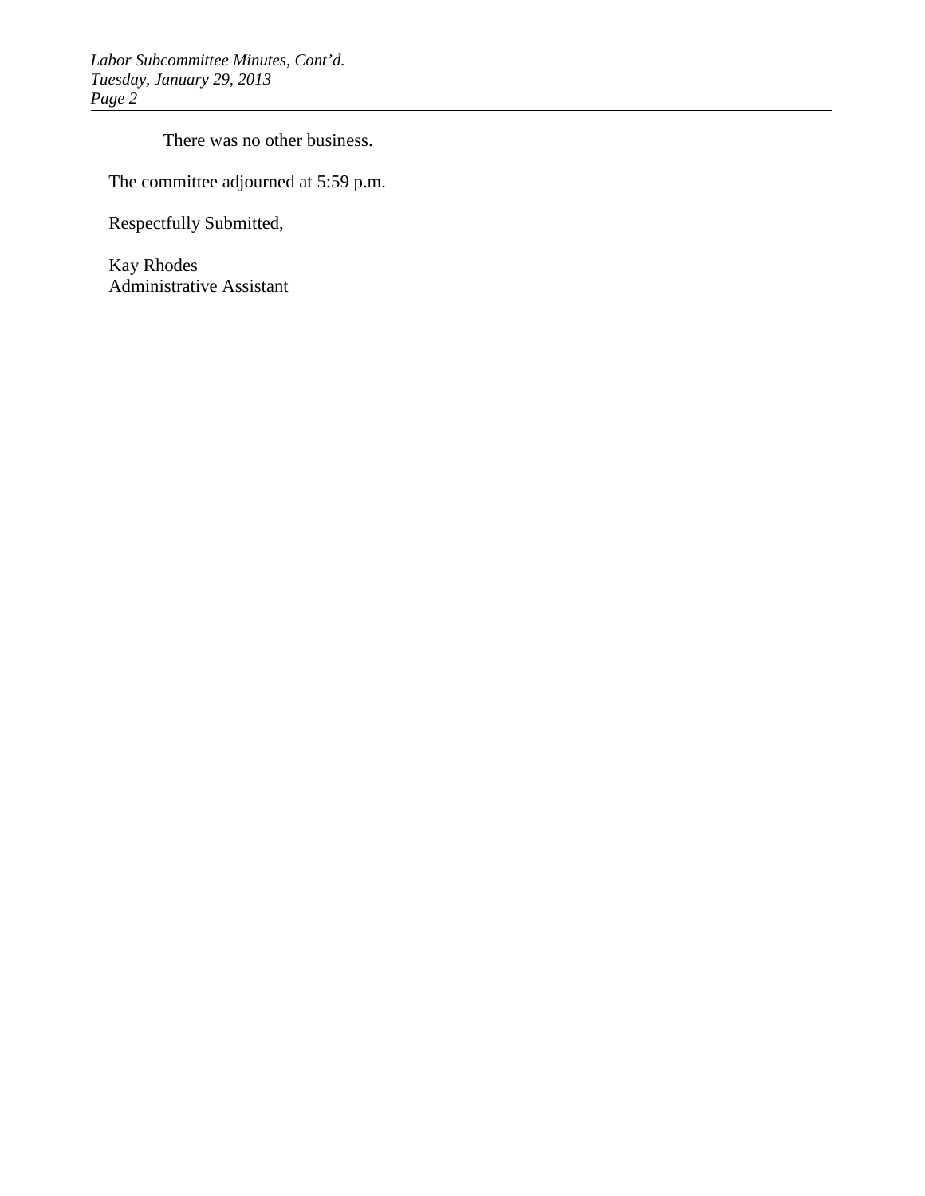There was no other business.

The committee adjourned at 5:59 p.m.

Respectfully Submitted,

Kay Rhodes
Administrative Assistant